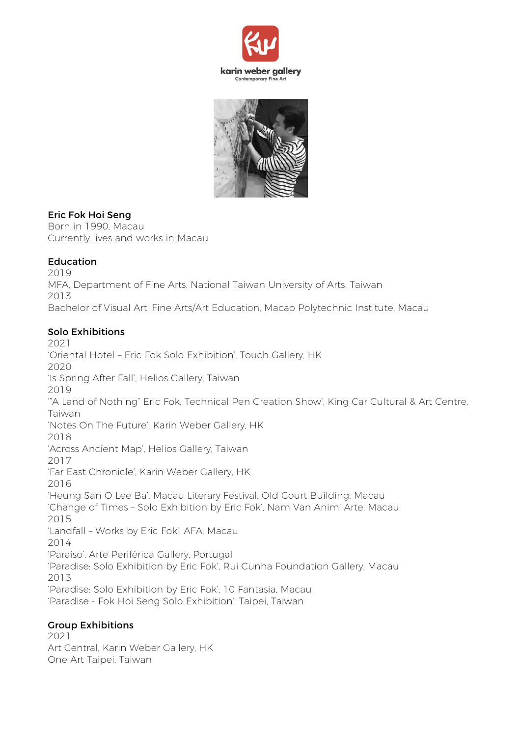karin weber gallery
Contemporary Fine Art

## Eric Fok Hoi Seng

Born in 1990, Macau
Currently lives and works in Macau

### Education

2019
MFA, Department of Fine Arts, National Taiwan University of Arts, Taiwan
2013
Bachelor of Visual Art, Fine Arts/Art Education, Macao Polytechnic Institute, Macau

### Solo Exhibitions

2021
'Oriental Hotel – Eric Fok Solo Exhibition', Touch Gallery, HK
2020
'Is Spring After Fall', Helios Gallery, Taiwan
2019
'"A Land of Nothing" Eric Fok, Technical Pen Creation Show', King Car Cultural & Art Centre, Taiwan
'Notes On The Future', Karin Weber Gallery, HK
2018
'Across Ancient Map', Helios Gallery, Taiwan
2017
'Far East Chronicle', Karin Weber Gallery, HK
2016
'Heung San O Lee Ba', Macau Literary Festival, Old Court Building, Macau
'Change of Times – Solo Exhibition by Eric Fok', Nam Van Anim' Arte, Macau
2015
'Landfall – Works by Eric Fok', AFA, Macau
2014
'Paraíso', Arte Periférica Gallery, Portugal
'Paradise: Solo Exhibition by Eric Fok', Rui Cunha Foundation Gallery, Macau
2013
'Paradise: Solo Exhibition by Eric Fok', 10 Fantasia, Macau
'Paradise - Fok Hoi Seng Solo Exhibition', Taipei, Taiwan

### Group Exhibitions

2021
Art Central, Karin Weber Gallery, HK
One Art Taipei, Taiwan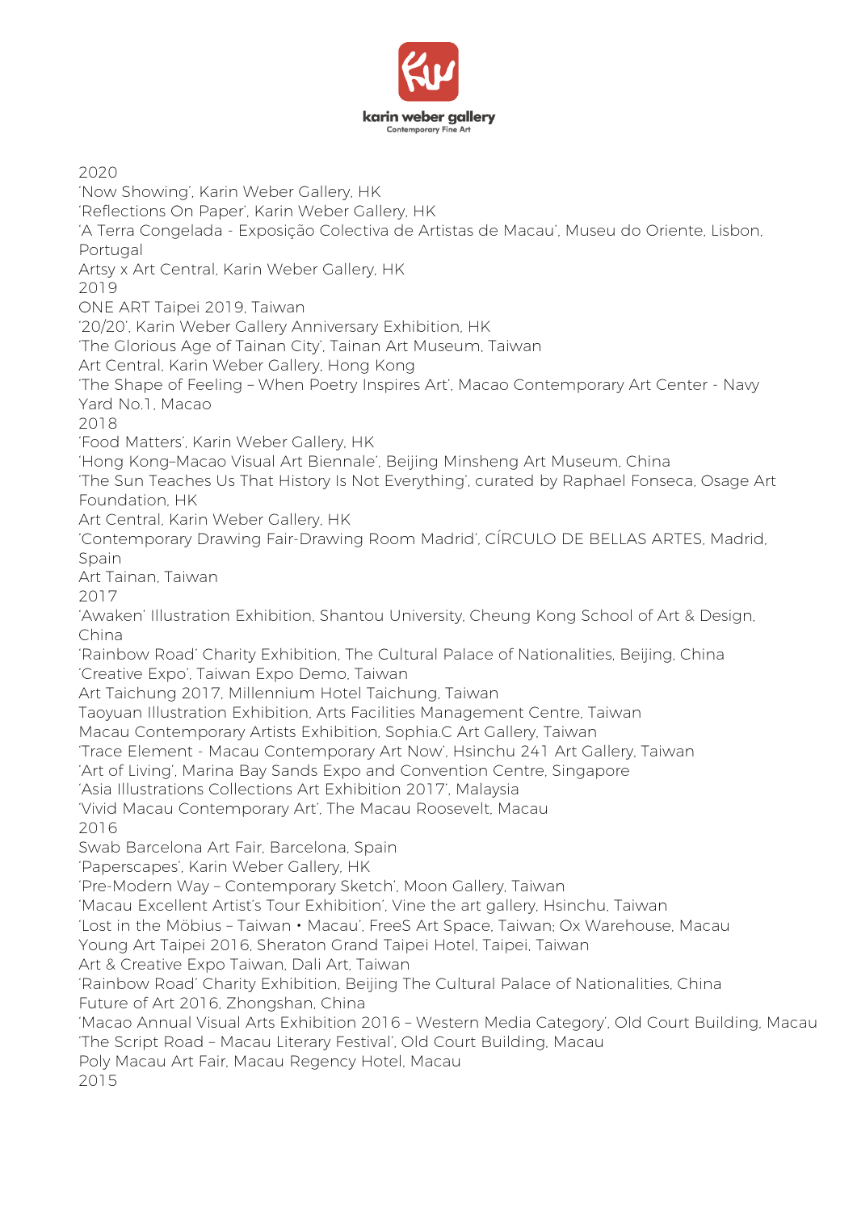2020

'Now Showing', Karin Weber Gallery, HK

'Reflections On Paper', Karin Weber Gallery, HK

'A Terra Congelada - Exposição Colectiva de Artistas de Macau', Museu do Oriente, Lisbon, Portugal

Artsy x Art Central, Karin Weber Gallery, HK

2019

ONE ART Taipei 2019, Taiwan

'20/20', Karin Weber Gallery Anniversary Exhibition, HK

'The Glorious Age of Tainan City', Tainan Art Museum, Taiwan

Art Central, Karin Weber Gallery, Hong Kong

'The Shape of Feeling – When Poetry Inspires Art', Macao Contemporary Art Center - Navy Yard No.1, Macao

2018

'Food Matters', Karin Weber Gallery, HK

'Hong Kong–Macao Visual Art Biennale', Beijing Minsheng Art Museum, China

'The Sun Teaches Us That History Is Not Everything', curated by Raphael Fonseca, Osage Art Foundation, HK

Art Central, Karin Weber Gallery, HK

'Contemporary Drawing Fair-Drawing Room Madrid', CÍRCULO DE BELLAS ARTES, Madrid, Spain

Art Tainan, Taiwan

2017

'Awaken' Illustration Exhibition, Shantou University, Cheung Kong School of Art & Design, China

'Rainbow Road' Charity Exhibition, The Cultural Palace of Nationalities, Beijing, China

'Creative Expo', Taiwan Expo Demo, Taiwan

Art Taichung 2017, Millennium Hotel Taichung, Taiwan

Taoyuan Illustration Exhibition, Arts Facilities Management Centre, Taiwan

Macau Contemporary Artists Exhibition, Sophia.C Art Gallery, Taiwan

'Trace Element - Macau Contemporary Art Now', Hsinchu 241 Art Gallery, Taiwan

'Art of Living', Marina Bay Sands Expo and Convention Centre, Singapore

'Asia Illustrations Collections Art Exhibition 2017', Malaysia

'Vivid Macau Contemporary Art', The Macau Roosevelt, Macau

2016

Swab Barcelona Art Fair, Barcelona, Spain

'Paperscapes', Karin Weber Gallery, HK

'Pre-Modern Way – Contemporary Sketch', Moon Gallery, Taiwan

'Macau Excellent Artist's Tour Exhibition', Vine the art gallery, Hsinchu, Taiwan

'Lost in the Möbius – Taiwan • Macau', FreeS Art Space, Taiwan; Ox Warehouse, Macau

Young Art Taipei 2016, Sheraton Grand Taipei Hotel, Taipei, Taiwan

Art & Creative Expo Taiwan, Dali Art, Taiwan

'Rainbow Road' Charity Exhibition, Beijing The Cultural Palace of Nationalities, China

Future of Art 2016, Zhongshan, China

'Macao Annual Visual Arts Exhibition 2016 – Western Media Category', Old Court Building, Macau

'The Script Road – Macau Literary Festival', Old Court Building, Macau

Poly Macau Art Fair, Macau Regency Hotel, Macau

2015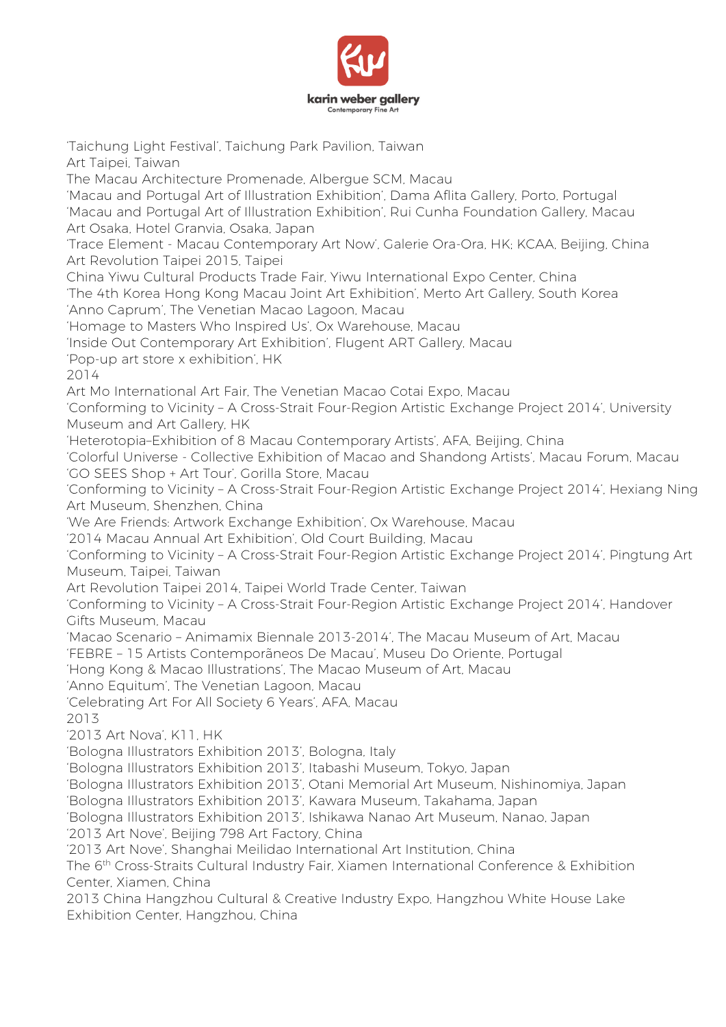'Taichung Light Festival', Taichung Park Pavilion, Taiwan
Art Taipei, Taiwan
The Macau Architecture Promenade, Albergue SCM, Macau
'Macau and Portugal Art of Illustration Exhibition', Dama Aflita Gallery, Porto, Portugal
'Macau and Portugal Art of Illustration Exhibition', Rui Cunha Foundation Gallery, Macau
Art Osaka, Hotel Granvia, Osaka, Japan
'Trace Element - Macau Contemporary Art Now', Galerie Ora-Ora, HK; KCAA, Beijing, China
Art Revolution Taipei 2015, Taipei
China Yiwu Cultural Products Trade Fair, Yiwu International Expo Center, China
'The 4th Korea Hong Kong Macau Joint Art Exhibition', Merto Art Gallery, South Korea
'Anno Caprum', The Venetian Macao Lagoon, Macau
'Homage to Masters Who Inspired Us', Ox Warehouse, Macau
'Inside Out Contemporary Art Exhibition', Flugent ART Gallery, Macau
'Pop-up art store x exhibition', HK
2014
Art Mo International Art Fair, The Venetian Macao Cotai Expo, Macau
'Conforming to Vicinity – A Cross-Strait Four-Region Artistic Exchange Project 2014', University Museum and Art Gallery, HK
'Heterotopia–Exhibition of 8 Macau Contemporary Artists', AFA, Beijing, China
'Colorful Universe - Collective Exhibition of Macao and Shandong Artists', Macau Forum, Macau
'GO SEES Shop + Art Tour', Gorilla Store, Macau
'Conforming to Vicinity – A Cross-Strait Four-Region Artistic Exchange Project 2014', Hexiang Ning Art Museum, Shenzhen, China
'We Are Friends: Artwork Exchange Exhibition', Ox Warehouse, Macau
'2014 Macau Annual Art Exhibition', Old Court Building, Macau
'Conforming to Vicinity – A Cross-Strait Four-Region Artistic Exchange Project 2014', Pingtung Art Museum, Taipei, Taiwan
Art Revolution Taipei 2014, Taipei World Trade Center, Taiwan
'Conforming to Vicinity – A Cross-Strait Four-Region Artistic Exchange Project 2014', Handover Gifts Museum, Macau
'Macao Scenario – Animamix Biennale 2013-2014', The Macau Museum of Art, Macau
'FEBRE – 15 Artists Contemporãneos De Macau', Museu Do Oriente, Portugal
'Hong Kong & Macao Illustrations', The Macao Museum of Art, Macau
'Anno Equitum', The Venetian Lagoon, Macau
'Celebrating Art For All Society 6 Years', AFA, Macau
2013
'2013 Art Nova', K11, HK
'Bologna Illustrators Exhibition 2013', Bologna, Italy
'Bologna Illustrators Exhibition 2013', Itabashi Museum, Tokyo, Japan
'Bologna Illustrators Exhibition 2013', Otani Memorial Art Museum, Nishinomiya, Japan
'Bologna Illustrators Exhibition 2013', Kawara Museum, Takahama, Japan
'Bologna Illustrators Exhibition 2013', Ishikawa Nanao Art Museum, Nanao, Japan
'2013 Art Nove', Beijing 798 Art Factory, China
'2013 Art Nove', Shanghai Meilidao International Art Institution, China
The 6th Cross-Straits Cultural Industry Fair, Xiamen International Conference & Exhibition Center, Xiamen, China
2013 China Hangzhou Cultural & Creative Industry Expo, Hangzhou White House Lake Exhibition Center, Hangzhou, China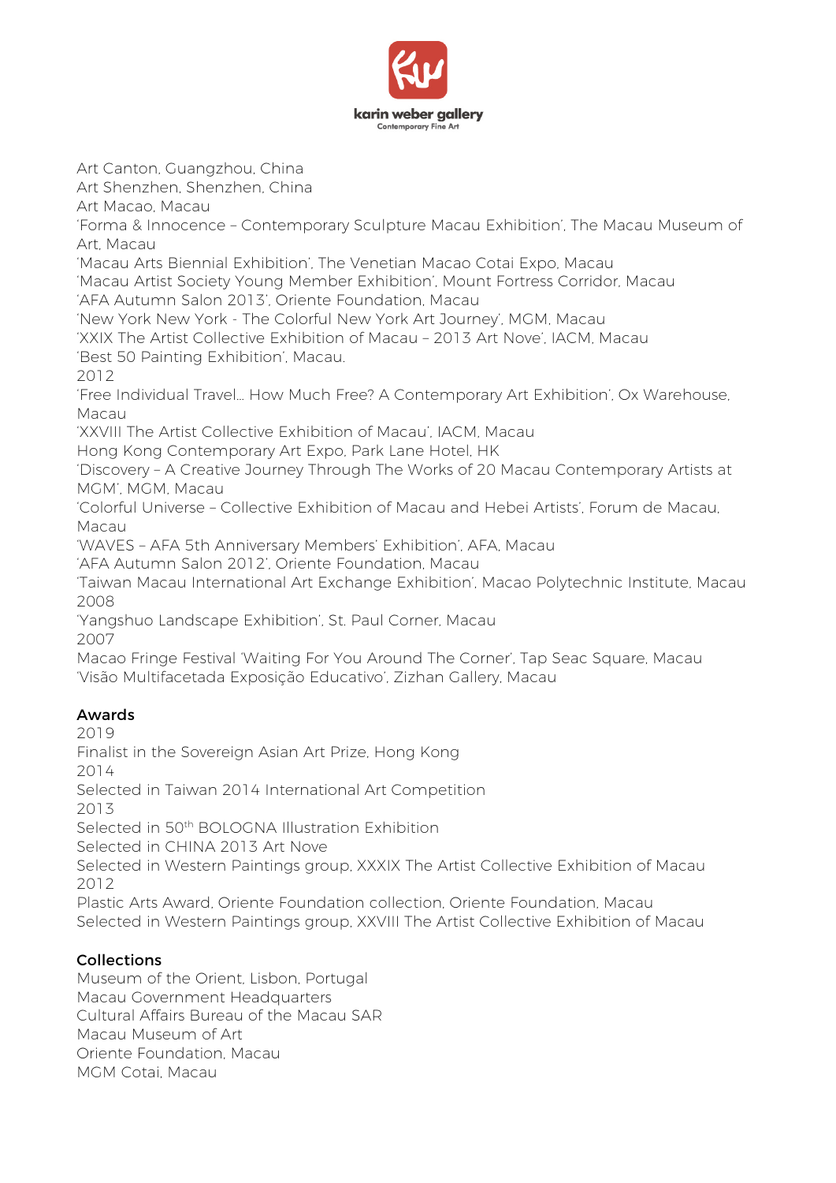Art Canton, Guangzhou, China
Art Shenzhen, Shenzhen, China
Art Macao, Macau
'Forma & Innocence – Contemporary Sculpture Macau Exhibition', The Macau Museum of Art, Macau
'Macau Arts Biennial Exhibition', The Venetian Macao Cotai Expo, Macau
'Macau Artist Society Young Member Exhibition', Mount Fortress Corridor, Macau
'AFA Autumn Salon 2013', Oriente Foundation, Macau
'New York New York - The Colorful New York Art Journey', MGM, Macau
'XXIX The Artist Collective Exhibition of Macau – 2013 Art Nove', IACM, Macau
'Best 50 Painting Exhibition', Macau.
2012
'Free Individual Travel… How Much Free? A Contemporary Art Exhibition', Ox Warehouse, Macau
'XXVIII The Artist Collective Exhibition of Macau', IACM, Macau
Hong Kong Contemporary Art Expo, Park Lane Hotel, HK
'Discovery – A Creative Journey Through The Works of 20 Macau Contemporary Artists at MGM', MGM, Macau
'Colorful Universe – Collective Exhibition of Macau and Hebei Artists', Forum de Macau, Macau
'WAVES – AFA 5th Anniversary Members' Exhibition', AFA, Macau
'AFA Autumn Salon 2012', Oriente Foundation, Macau
'Taiwan Macau International Art Exchange Exhibition', Macao Polytechnic Institute, Macau
2008
'Yangshuo Landscape Exhibition', St. Paul Corner, Macau
2007
Macao Fringe Festival 'Waiting For You Around The Corner', Tap Seac Square, Macau
'Visão Multifacetada Exposição Educativo', Zizhan Gallery, Macau

## Awards

2019
Finalist in the Sovereign Asian Art Prize, Hong Kong
2014
Selected in Taiwan 2014 International Art Competition
2013
Selected in 50th BOLOGNA Illustration Exhibition
Selected in CHINA 2013 Art Nove
Selected in Western Paintings group, XXXIX The Artist Collective Exhibition of Macau
2012
Plastic Arts Award, Oriente Foundation collection, Oriente Foundation, Macau
Selected in Western Paintings group, XXVIII The Artist Collective Exhibition of Macau

## Collections

Museum of the Orient, Lisbon, Portugal
Macau Government Headquarters
Cultural Affairs Bureau of the Macau SAR
Macau Museum of Art
Oriente Foundation, Macau
MGM Cotai, Macau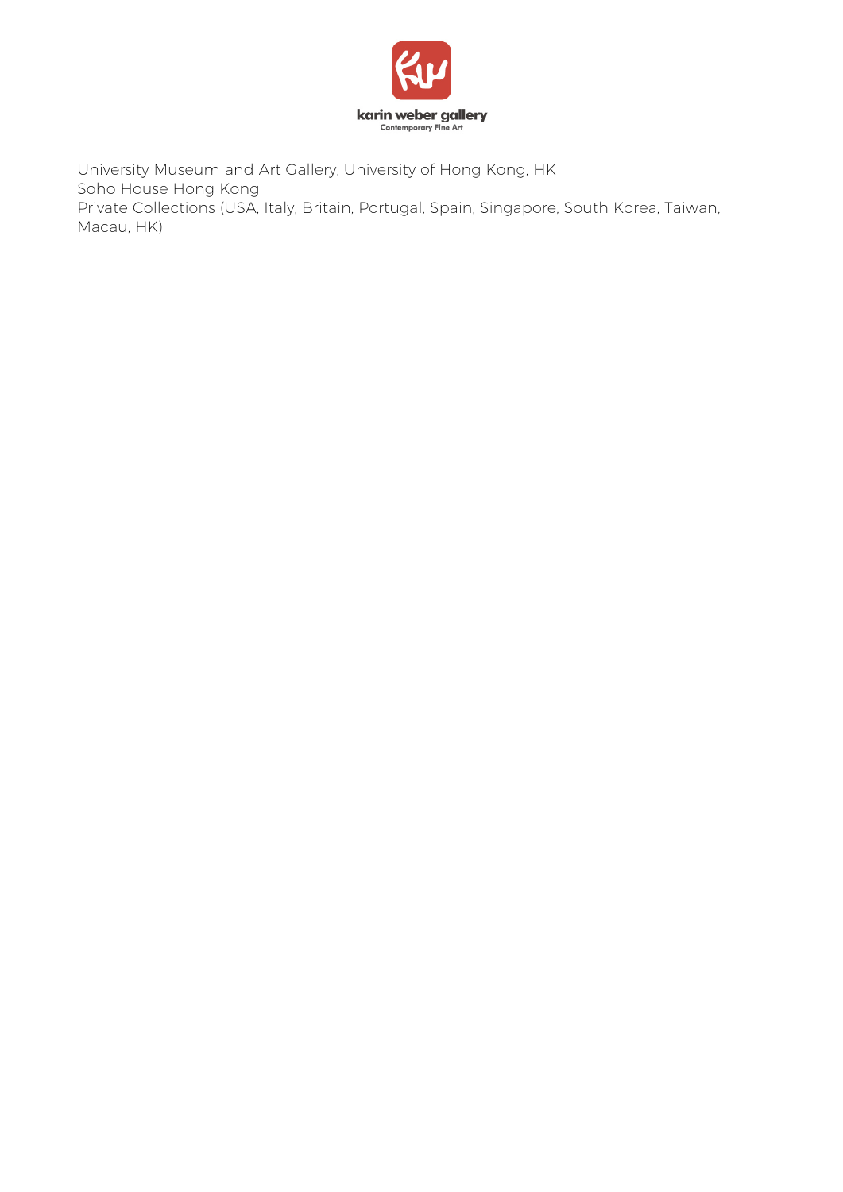University Museum and Art Gallery, University of Hong Kong, HK
Soho House Hong Kong
Private Collections (USA, Italy, Britain, Portugal, Spain, Singapore, South Korea, Taiwan, Macau, HK)